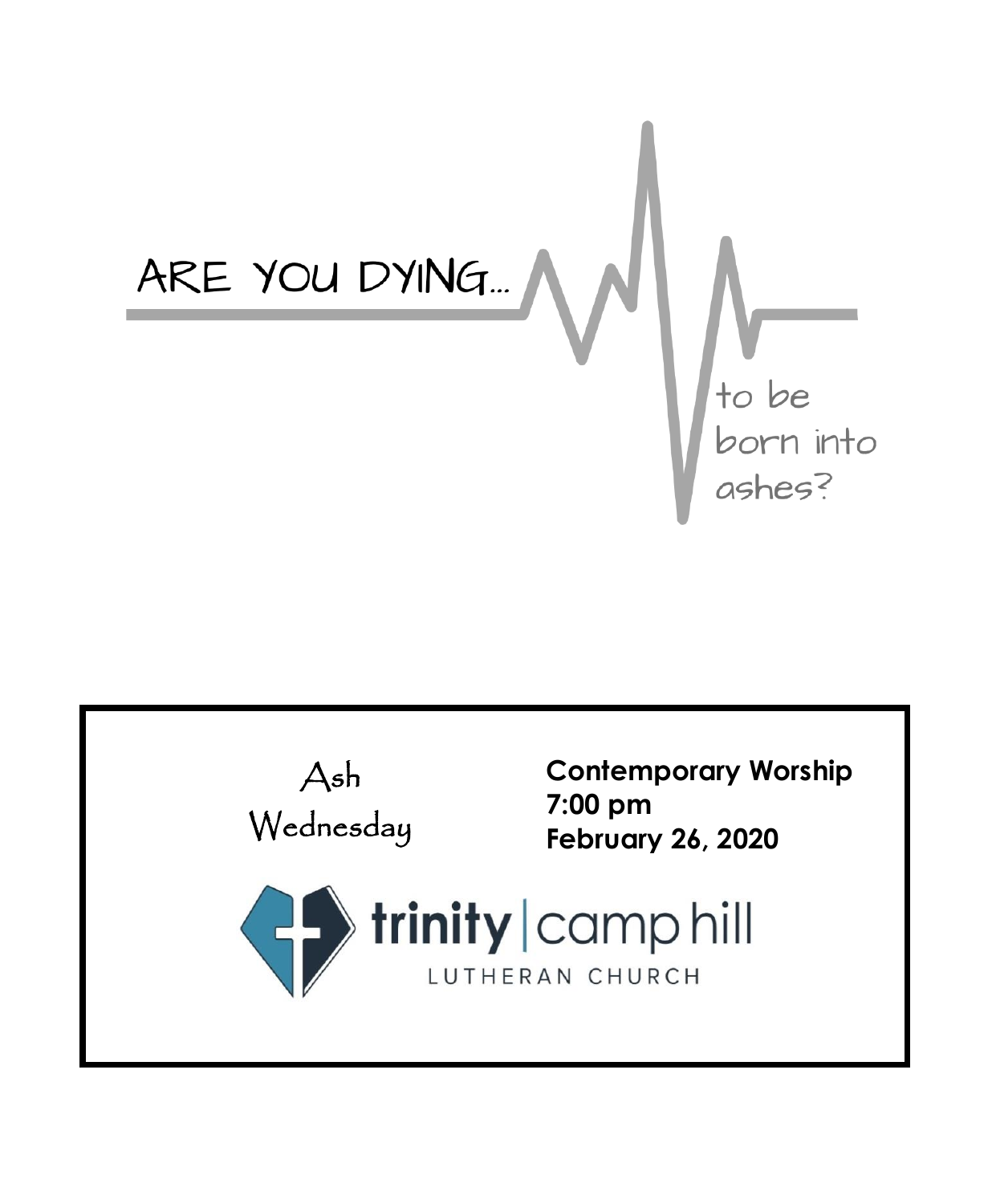# ARE YOU DYING...

to be born into ashes?

Ash Wednesday

**Contemporary Worship**
**7:00 pm**
**February 26, 2020**

trinity | camp hill
LUTHERAN CHURCH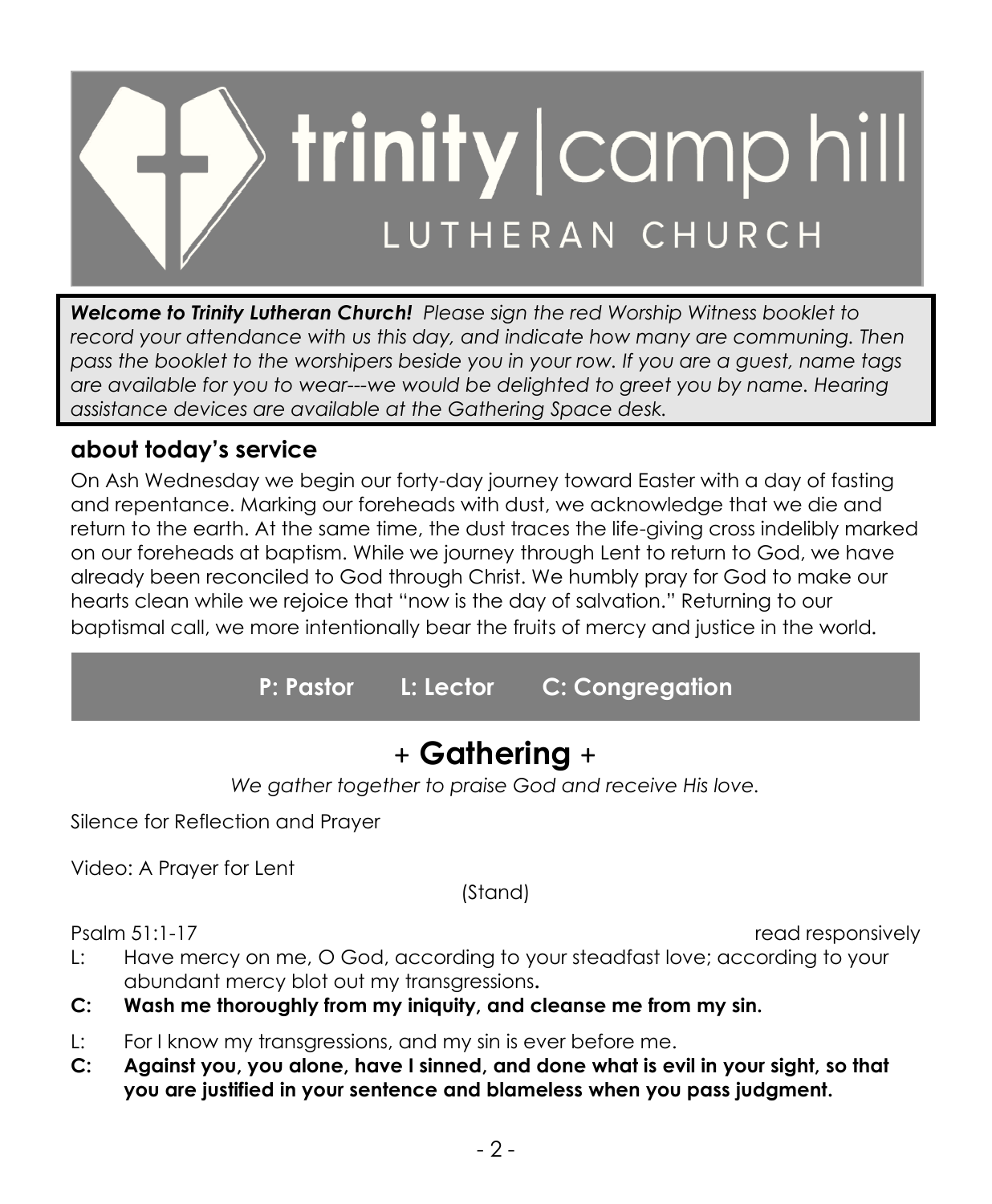# trinity | camp hill LUTHERAN CHURCH

***Welcome to Trinity Lutheran Church!*** *Please sign the red Worship Witness booklet to record your attendance with us this day, and indicate how many are communing. Then pass the booklet to the worshipers beside you in your row. If you are a guest, name tags are available for you to wear---we would be delighted to greet you by name. Hearing assistance devices are available at the Gathering Space desk.*

## about today's service

On Ash Wednesday we begin our forty-day journey toward Easter with a day of fasting and repentance. Marking our foreheads with dust, we acknowledge that we die and return to the earth. At the same time, the dust traces the life-giving cross indelibly marked on our foreheads at baptism. While we journey through Lent to return to God, we have already been reconciled to God through Christ. We humbly pray for God to make our hearts clean while we rejoice that "now is the day of salvation." Returning to our baptismal call, we more intentionally bear the fruits of mercy and justice in the world.

**P: Pastor L: Lector C: Congregation**

# + Gathering +

*We gather together to praise God and receive His love.*

Silence for Reflection and Prayer

Video: A Prayer for Lent

(Stand)

Psalm 51:1-17 read responsively

L: Have mercy on me, O God, according to your steadfast love; according to your abundant mercy blot out my transgressions.

**C: Wash me thoroughly from my iniquity, and cleanse me from my sin.**

L: For I know my transgressions, and my sin is ever before me.

**C: Against you, you alone, have I sinned, and done what is evil in your sight, so that you are justified in your sentence and blameless when you pass judgment.**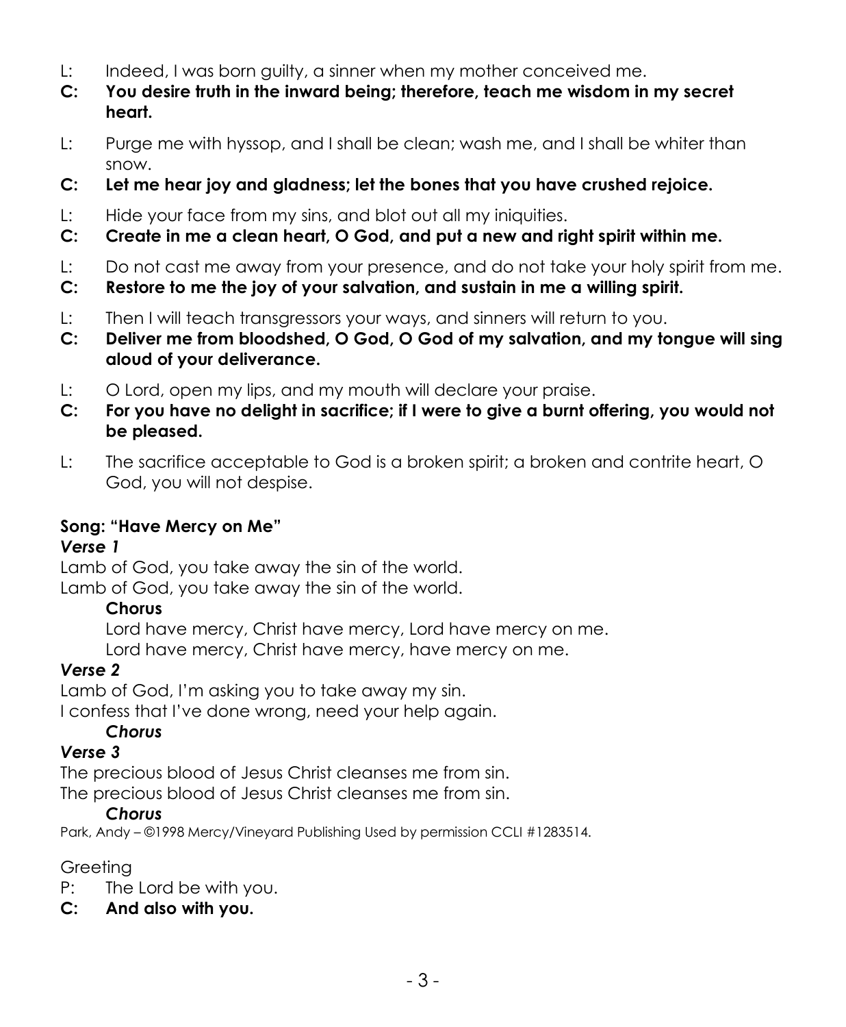L: Indeed, I was born guilty, a sinner when my mother conceived me.

**C: You desire truth in the inward being; therefore, teach me wisdom in my secret heart.**

L: Purge me with hyssop, and I shall be clean; wash me, and I shall be whiter than snow.

**C: Let me hear joy and gladness; let the bones that you have crushed rejoice.**

L: Hide your face from my sins, and blot out all my iniquities.

**C: Create in me a clean heart, O God, and put a new and right spirit within me.**

L: Do not cast me away from your presence, and do not take your holy spirit from me.

**C: Restore to me the joy of your salvation, and sustain in me a willing spirit.**

L: Then I will teach transgressors your ways, and sinners will return to you.

**C: Deliver me from bloodshed, O God, O God of my salvation, and my tongue will sing aloud of your deliverance.**

L: O Lord, open my lips, and my mouth will declare your praise.

**C: For you have no delight in sacrifice; if I were to give a burnt offering, you would not be pleased.**

L: The sacrifice acceptable to God is a broken spirit; a broken and contrite heart, O God, you will not despise.

**Song: "Have Mercy on Me"**

***Verse 1***

Lamb of God, you take away the sin of the world.
Lamb of God, you take away the sin of the world.

**Chorus**

Lord have mercy, Christ have mercy, Lord have mercy on me.
Lord have mercy, Christ have mercy, have mercy on me.

***Verse 2***

Lamb of God, I'm asking you to take away my sin.
I confess that I've done wrong, need your help again.

***Chorus***

***Verse 3***

The precious blood of Jesus Christ cleanses me from sin.
The precious blood of Jesus Christ cleanses me from sin.

***Chorus***

Park, Andy – ©1998 Mercy/Vineyard Publishing Used by permission CCLI #1283514.

Greeting

P: The Lord be with you.

**C: And also with you.**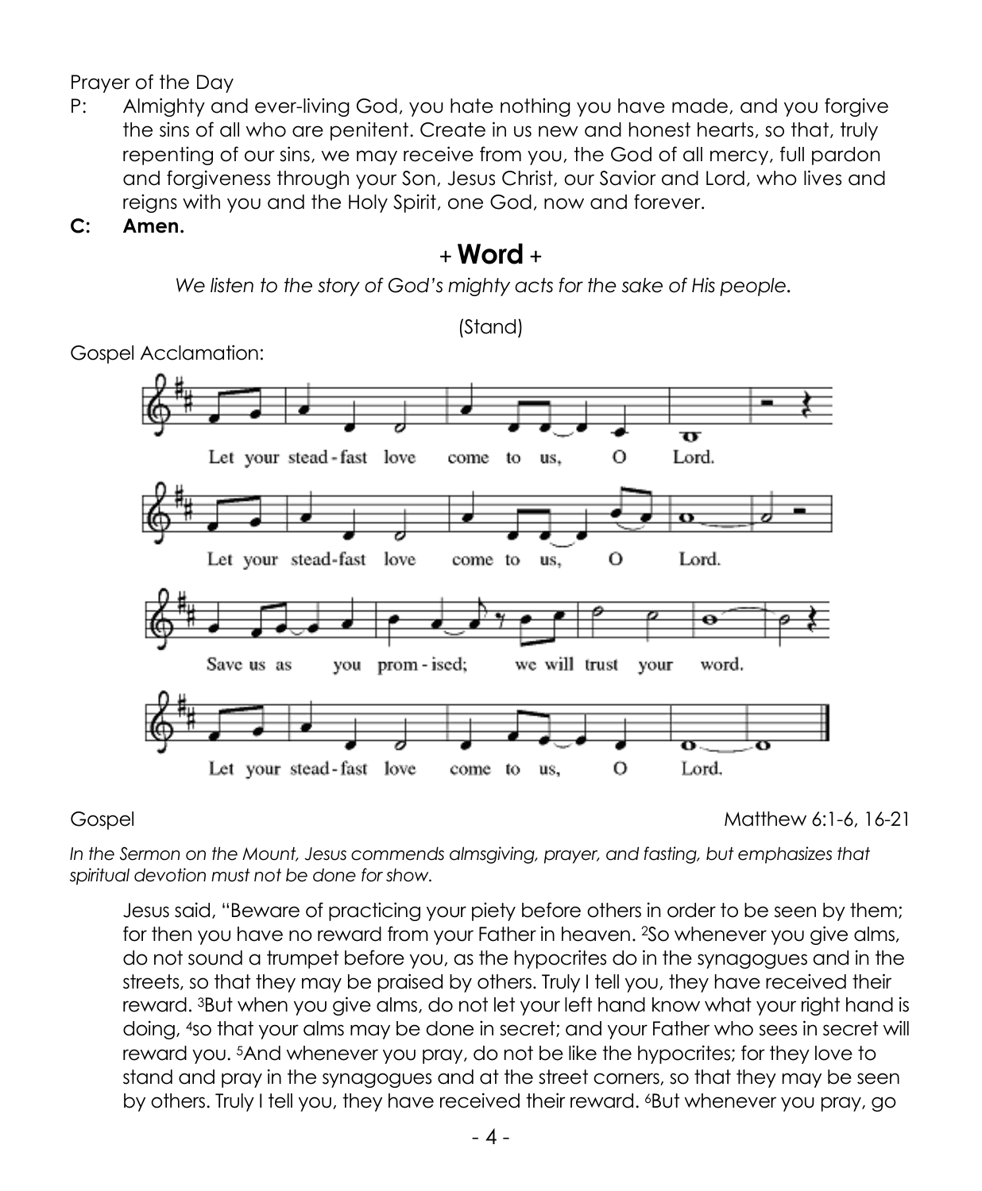Prayer of the Day

P: Almighty and ever-living God, you hate nothing you have made, and you forgive the sins of all who are penitent. Create in us new and honest hearts, so that, truly repenting of our sins, we may receive from you, the God of all mercy, full pardon and forgiveness through your Son, Jesus Christ, our Savior and Lord, who lives and reigns with you and the Holy Spirit, one God, now and forever.

**C: Amen.**

## + Word +

*We listen to the story of God's mighty acts for the sake of His people.*

(Stand)

Gospel Acclamation:

Let your stead-fast love come to us, O Lord.
Let your stead-fast love come to us, O Lord.
Save us as you prom-ised; we will trust your word.
Let your stead-fast love come to us, O Lord.

Gospel — Matthew 6:1-6, 16-21

*In the Sermon on the Mount, Jesus commends almsgiving, prayer, and fasting, but emphasizes that spiritual devotion must not be done for show.*

Jesus said, "Beware of practicing your piety before others in order to be seen by them; for then you have no reward from your Father in heaven. [2]So whenever you give alms, do not sound a trumpet before you, as the hypocrites do in the synagogues and in the streets, so that they may be praised by others. Truly I tell you, they have received their reward. [3]But when you give alms, do not let your left hand know what your right hand is doing, [4]so that your alms may be done in secret; and your Father who sees in secret will reward you. [5]And whenever you pray, do not be like the hypocrites; for they love to stand and pray in the synagogues and at the street corners, so that they may be seen by others. Truly I tell you, they have received their reward. [6]But whenever you pray, go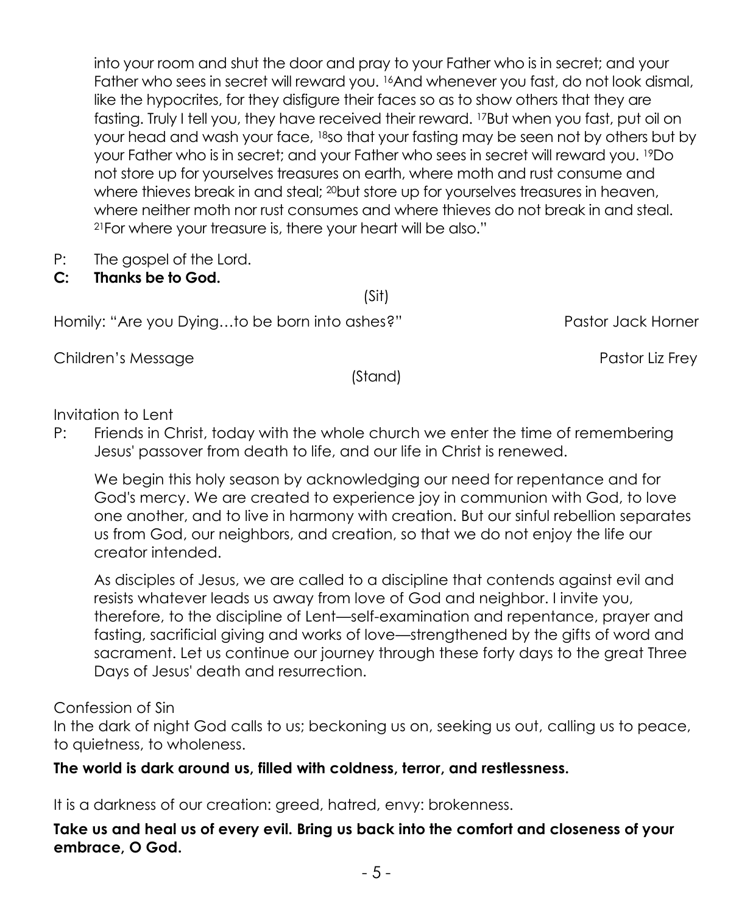into your room and shut the door and pray to your Father who is in secret; and your Father who sees in secret will reward you. [16]And whenever you fast, do not look dismal, like the hypocrites, for they disfigure their faces so as to show others that they are fasting. Truly I tell you, they have received their reward. [17]But when you fast, put oil on your head and wash your face, [18]so that your fasting may be seen not by others but by your Father who is in secret; and your Father who sees in secret will reward you. [19]Do not store up for yourselves treasures on earth, where moth and rust consume and where thieves break in and steal; [20]but store up for yourselves treasures in heaven, where neither moth nor rust consumes and where thieves do not break in and steal. [21]For where your treasure is, there your heart will be also."

P: The gospel of the Lord.
**C: Thanks be to God.**

(Sit)

Homily: "Are you Dying…to be born into ashes?" Pastor Jack Horner

Children's Message Pastor Liz Frey

(Stand)

Invitation to Lent

P: Friends in Christ, today with the whole church we enter the time of remembering Jesus' passover from death to life, and our life in Christ is renewed.

We begin this holy season by acknowledging our need for repentance and for God's mercy. We are created to experience joy in communion with God, to love one another, and to live in harmony with creation. But our sinful rebellion separates us from God, our neighbors, and creation, so that we do not enjoy the life our creator intended.

As disciples of Jesus, we are called to a discipline that contends against evil and resists whatever leads us away from love of God and neighbor. I invite you, therefore, to the discipline of Lent—self-examination and repentance, prayer and fasting, sacrificial giving and works of love—strengthened by the gifts of word and sacrament. Let us continue our journey through these forty days to the great Three Days of Jesus' death and resurrection.

Confession of Sin

In the dark of night God calls to us; beckoning us on, seeking us out, calling us to peace, to quietness, to wholeness.

**The world is dark around us, filled with coldness, terror, and restlessness.**

It is a darkness of our creation: greed, hatred, envy: brokenness.

**Take us and heal us of every evil. Bring us back into the comfort and closeness of your embrace, O God.**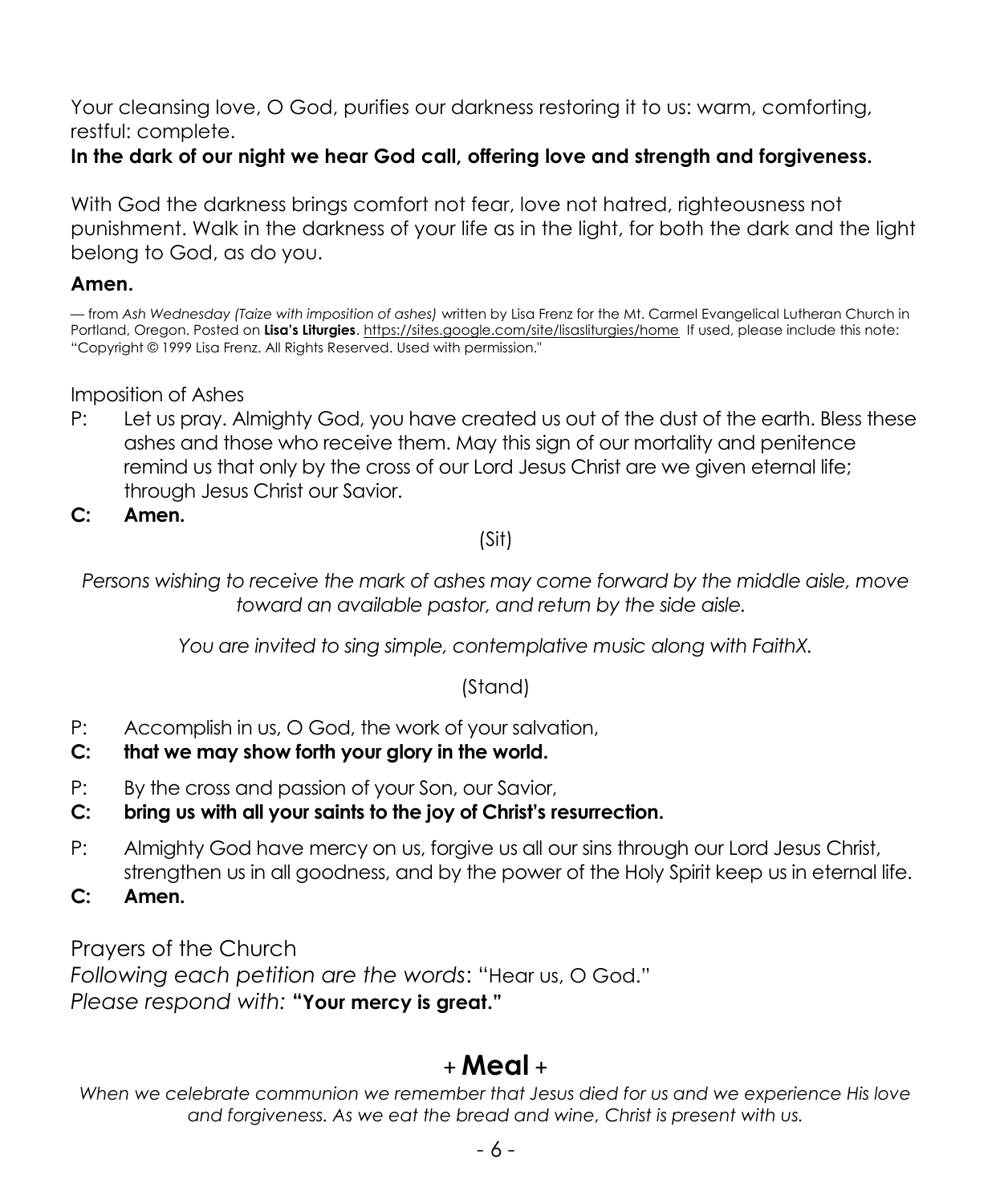Your cleansing love, O God, purifies our darkness restoring it to us: warm, comforting, restful: complete.

**In the dark of our night we hear God call, offering love and strength and forgiveness.**

With God the darkness brings comfort not fear, love not hatred, righteousness not punishment. Walk in the darkness of your life as in the light, for both the dark and the light belong to God, as do you.

**Amen.**

— from *Ash Wednesday (Taize with imposition of ashes)* written by Lisa Frenz for the Mt. Carmel Evangelical Lutheran Church in Portland, Oregon. Posted on **Lisa's Liturgies**. https://sites.google.com/site/lisasliturgies/home If used, please include this note: "Copyright © 1999 Lisa Frenz. All Rights Reserved. Used with permission."

Imposition of Ashes

P: Let us pray. Almighty God, you have created us out of the dust of the earth. Bless these ashes and those who receive them. May this sign of our mortality and penitence remind us that only by the cross of our Lord Jesus Christ are we given eternal life; through Jesus Christ our Savior.

**C: Amen.**

(Sit)

*Persons wishing to receive the mark of ashes may come forward by the middle aisle, move toward an available pastor, and return by the side aisle.*

*You are invited to sing simple, contemplative music along with FaithX.*

(Stand)

P: Accomplish in us, O God, the work of your salvation,

**C: that we may show forth your glory in the world.**

P: By the cross and passion of your Son, our Savior,

**C: bring us with all your saints to the joy of Christ's resurrection.**

P: Almighty God have mercy on us, forgive us all our sins through our Lord Jesus Christ, strengthen us in all goodness, and by the power of the Holy Spirit keep us in eternal life.

**C: Amen.**

Prayers of the Church

*Following each petition are the words*: "Hear us, O God."

*Please respond with:* **"Your mercy is great."**

## + **Meal** +

*When we celebrate communion we remember that Jesus died for us and we experience His love and forgiveness. As we eat the bread and wine, Christ is present with us.*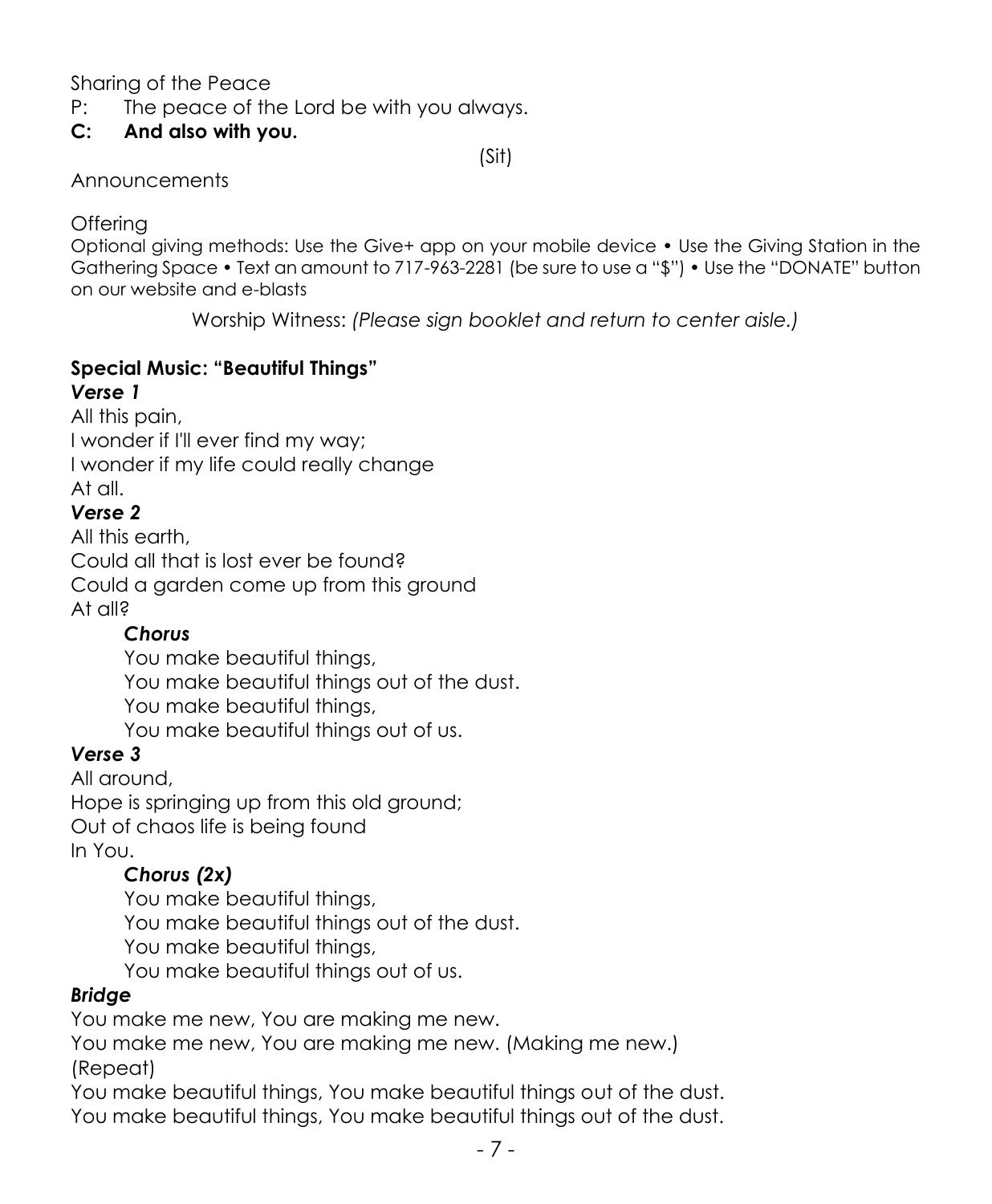Sharing of the Peace

P: The peace of the Lord be with you always.

**C: And also with you.**

(Sit)

Announcements

Offering

Optional giving methods: Use the Give+ app on your mobile device • Use the Giving Station in the Gathering Space • Text an amount to 717-963-2281 (be sure to use a "$") • Use the "DONATE" button on our website and e-blasts

Worship Witness: *(Please sign booklet and return to center aisle.)*

**Special Music: "Beautiful Things"**

***Verse 1***

All this pain,
I wonder if I'll ever find my way;
I wonder if my life could really change
At all.

***Verse 2***

All this earth,
Could all that is lost ever be found?
Could a garden come up from this ground
At all?

***Chorus***

You make beautiful things,
You make beautiful things out of the dust.
You make beautiful things,
You make beautiful things out of us.

***Verse 3***

All around,
Hope is springing up from this old ground;
Out of chaos life is being found
In You.

***Chorus (2x)***

You make beautiful things,
You make beautiful things out of the dust.
You make beautiful things,
You make beautiful things out of us.

***Bridge***

You make me new, You are making me new.
You make me new, You are making me new. (Making me new.)
(Repeat)
You make beautiful things, You make beautiful things out of the dust.
You make beautiful things, You make beautiful things out of the dust.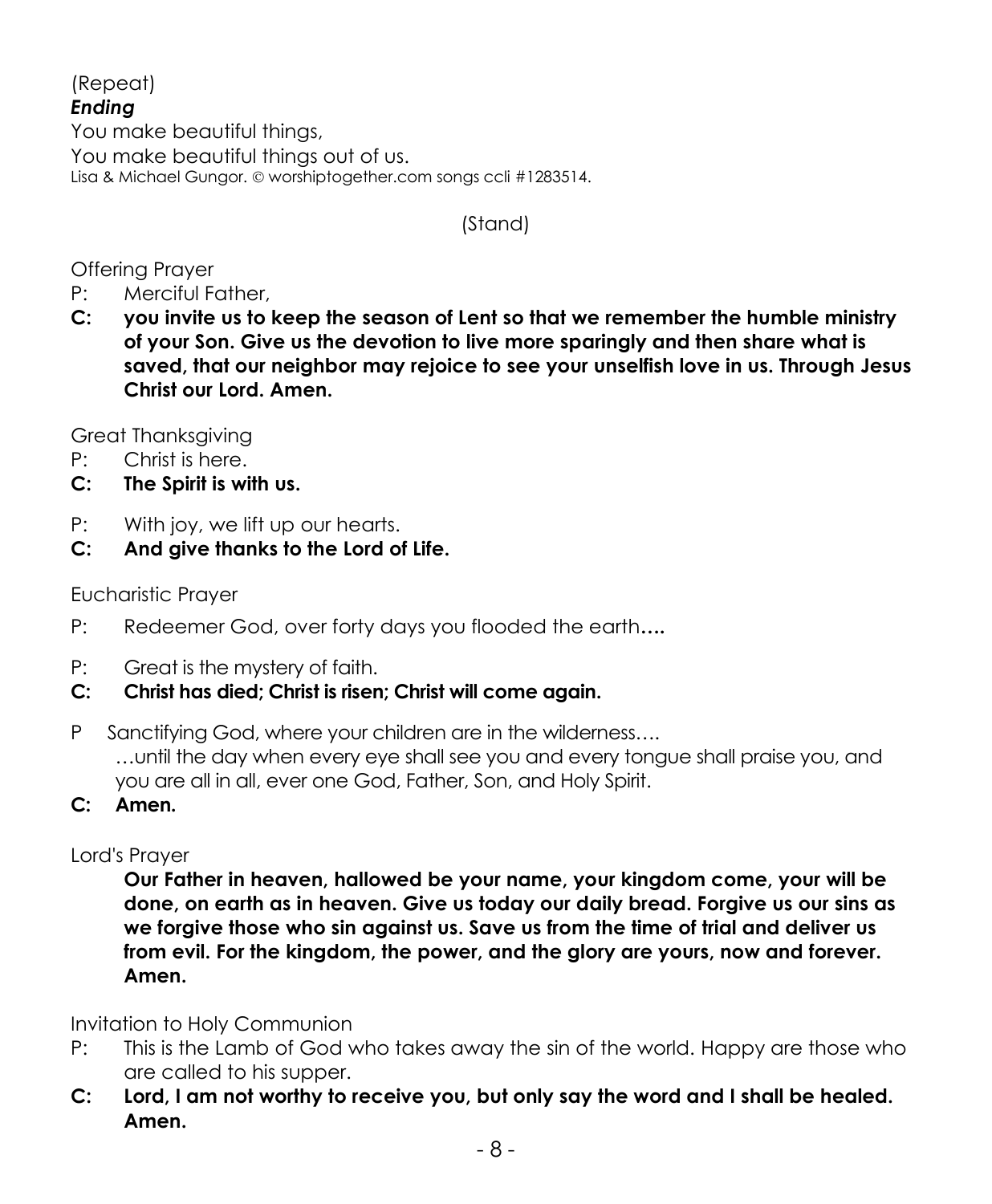(Repeat)

***Ending***

You make beautiful things,
You make beautiful things out of us.
Lisa & Michael Gungor. © worshiptogether.com songs ccli #1283514.

(Stand)

Offering Prayer

P: Merciful Father,

**C: you invite us to keep the season of Lent so that we remember the humble ministry of your Son. Give us the devotion to live more sparingly and then share what is saved, that our neighbor may rejoice to see your unselfish love in us. Through Jesus Christ our Lord. Amen.**

Great Thanksgiving

P: Christ is here.

**C: The Spirit is with us.**

P: With joy, we lift up our hearts.

**C: And give thanks to the Lord of Life.**

Eucharistic Prayer

P: Redeemer God, over forty days you flooded the earth**….**

P: Great is the mystery of faith.

**C: Christ has died; Christ is risen; Christ will come again.**

P Sanctifying God, where your children are in the wilderness….
…until the day when every eye shall see you and every tongue shall praise you, and you are all in all, ever one God, Father, Son, and Holy Spirit.

**C: Amen.**

Lord's Prayer

**Our Father in heaven, hallowed be your name, your kingdom come, your will be done, on earth as in heaven. Give us today our daily bread. Forgive us our sins as we forgive those who sin against us. Save us from the time of trial and deliver us from evil. For the kingdom, the power, and the glory are yours, now and forever. Amen.**

Invitation to Holy Communion

P: This is the Lamb of God who takes away the sin of the world. Happy are those who are called to his supper.

**C: Lord, I am not worthy to receive you, but only say the word and I shall be healed. Amen.**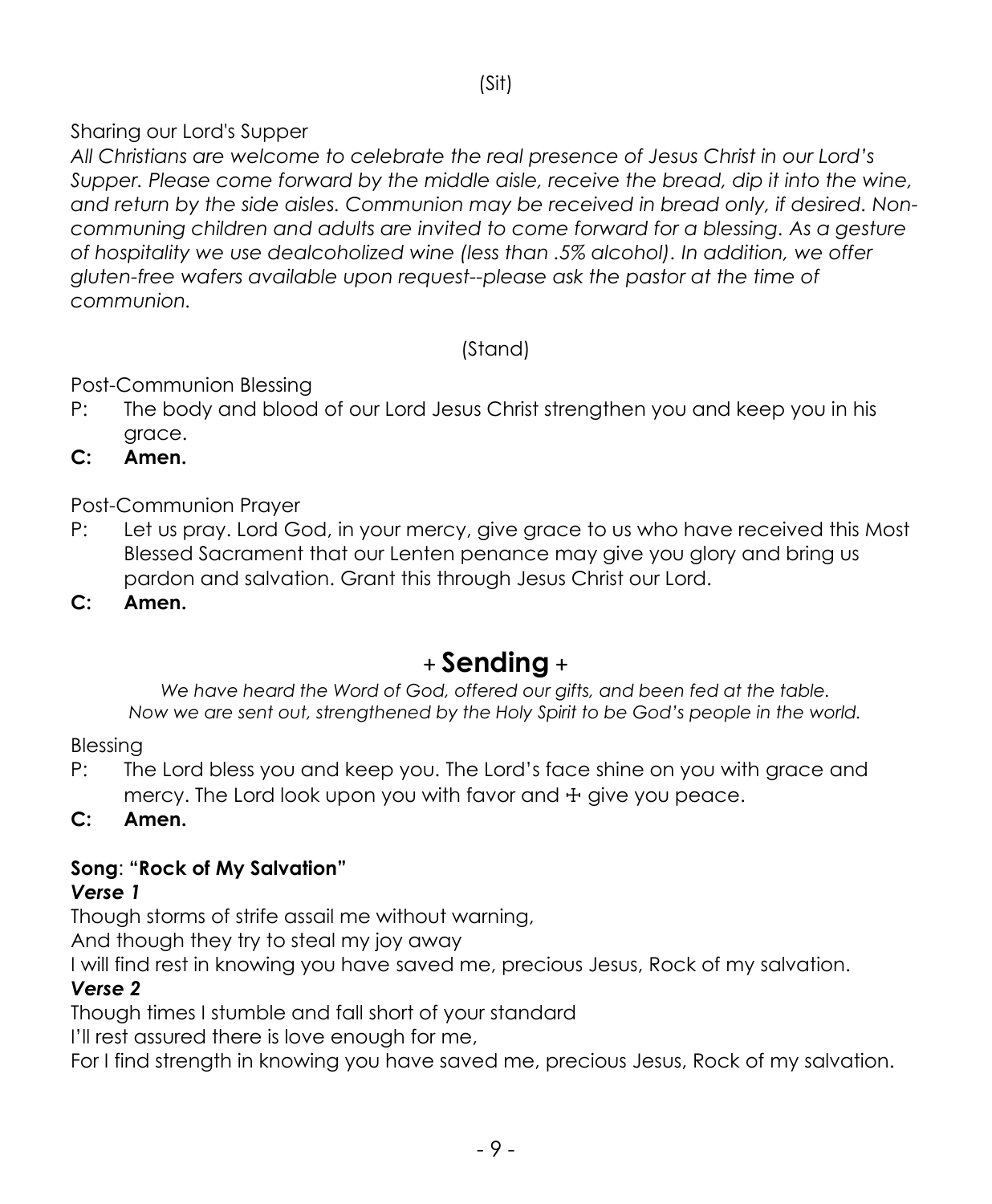(Sit)

Sharing our Lord's Supper

*All Christians are welcome to celebrate the real presence of Jesus Christ in our Lord's Supper. Please come forward by the middle aisle, receive the bread, dip it into the wine, and return by the side aisles. Communion may be received in bread only, if desired. Non-communing children and adults are invited to come forward for a blessing. As a gesture of hospitality we use dealcoholized wine (less than .5% alcohol). In addition, we offer gluten-free wafers available upon request--please ask the pastor at the time of communion.*

(Stand)

Post-Communion Blessing

P: The body and blood of our Lord Jesus Christ strengthen you and keep you in his grace.

**C: Amen.**

Post-Communion Prayer

P: Let us pray. Lord God, in your mercy, give grace to us who have received this Most Blessed Sacrament that our Lenten penance may give you glory and bring us pardon and salvation. Grant this through Jesus Christ our Lord.

**C: Amen.**

## + Sending +

*We have heard the Word of God, offered our gifts, and been fed at the table. Now we are sent out, strengthened by the Holy Spirit to be God's people in the world.*

Blessing

P: The Lord bless you and keep you. The Lord's face shine on you with grace and mercy. The Lord look upon you with favor and ☩ give you peace.

**C: Amen.**

**Song**: **"Rock of My Salvation"**

***Verse 1***

Though storms of strife assail me without warning,
And though they try to steal my joy away
I will find rest in knowing you have saved me, precious Jesus, Rock of my salvation.

***Verse 2***

Though times I stumble and fall short of your standard
I'll rest assured there is love enough for me,
For I find strength in knowing you have saved me, precious Jesus, Rock of my salvation.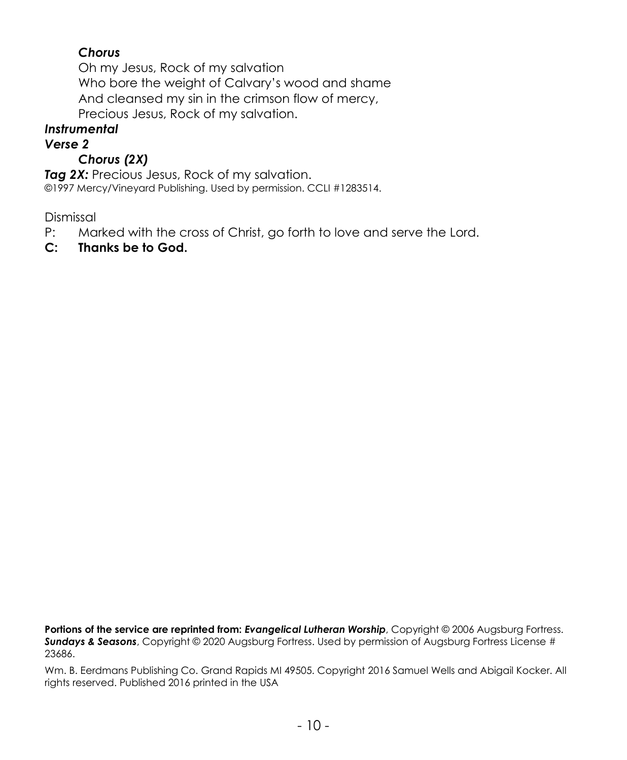***Chorus***

Oh my Jesus, Rock of my salvation
Who bore the weight of Calvary's wood and shame
And cleansed my sin in the crimson flow of mercy,
Precious Jesus, Rock of my salvation.

***Instrumental***

***Verse 2***

***Chorus (2X)***

***Tag 2X:*** Precious Jesus, Rock of my salvation.

©1997 Mercy/Vineyard Publishing. Used by permission. CCLI #1283514.

Dismissal

P: Marked with the cross of Christ, go forth to love and serve the Lord.

**C: Thanks be to God.**

**Portions of the service are reprinted from:** ***Evangelical Lutheran Worship***, Copyright © 2006 Augsburg Fortress. ***Sundays & Seasons***, Copyright © 2020 Augsburg Fortress. Used by permission of Augsburg Fortress License # 23686.

Wm. B. Eerdmans Publishing Co. Grand Rapids MI 49505. Copyright 2016 Samuel Wells and Abigail Kocker. All rights reserved. Published 2016 printed in the USA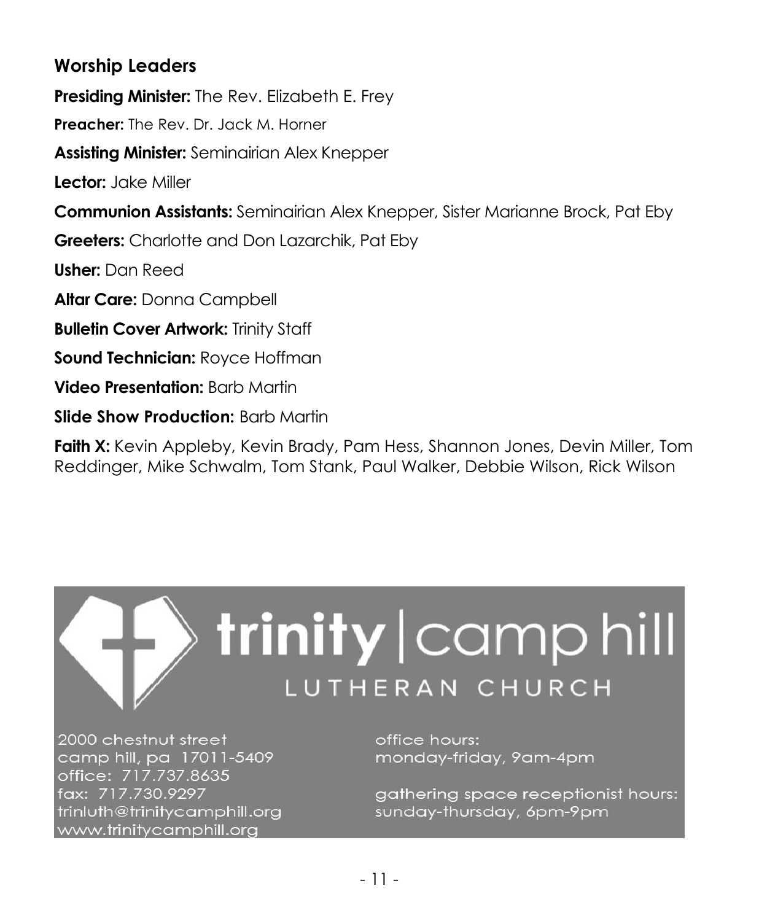## Worship Leaders

**Presiding Minister:** The Rev. Elizabeth E. Frey

**Preacher:** The Rev. Dr. Jack M. Horner

**Assisting Minister:** Seminairian Alex Knepper

**Lector:** Jake Miller

**Communion Assistants:** Seminairian Alex Knepper, Sister Marianne Brock, Pat Eby

**Greeters:** Charlotte and Don Lazarchik, Pat Eby

**Usher:** Dan Reed

**Altar Care:** Donna Campbell

**Bulletin Cover Artwork:** Trinity Staff

**Sound Technician:** Royce Hoffman

**Video Presentation:** Barb Martin

**Slide Show Production:** Barb Martin

**Faith X:** Kevin Appleby, Kevin Brady, Pam Hess, Shannon Jones, Devin Miller, Tom Reddinger, Mike Schwalm, Tom Stank, Paul Walker, Debbie Wilson, Rick Wilson

trinity | camp hill
LUTHERAN CHURCH

2000 chestnut street
camp hill, pa 17011-5409
office: 717.737.8635
fax: 717.730.9297
trinluth@trinitycamphill.org
www.trinitycamphill.org

office hours:
monday-friday, 9am-4pm

gathering space receptionist hours:
sunday-thursday, 6pm-9pm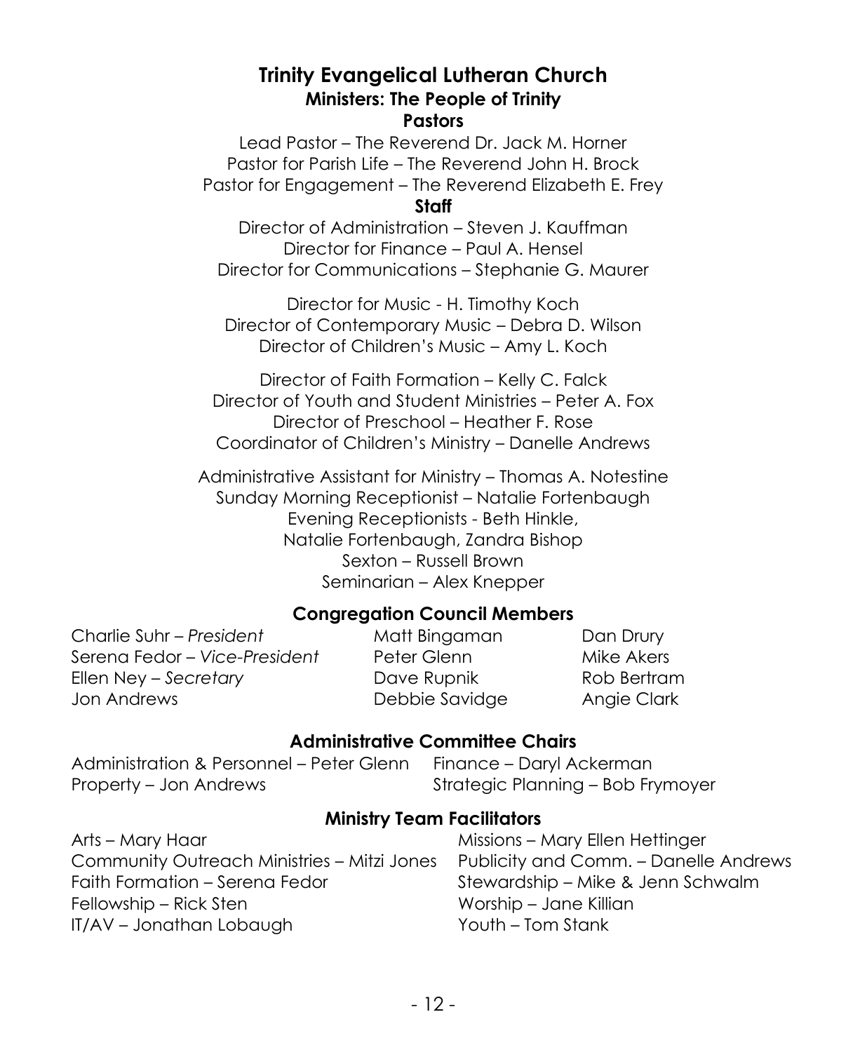# Trinity Evangelical Lutheran Church

## Ministers: The People of Trinity

### Pastors

Lead Pastor – The Reverend Dr. Jack M. Horner
Pastor for Parish Life – The Reverend John H. Brock
Pastor for Engagement – The Reverend Elizabeth E. Frey

### Staff

Director of Administration – Steven J. Kauffman
Director for Finance – Paul A. Hensel
Director for Communications – Stephanie G. Maurer

Director for Music - H. Timothy Koch
Director of Contemporary Music – Debra D. Wilson
Director of Children's Music – Amy L. Koch

Director of Faith Formation – Kelly C. Falck
Director of Youth and Student Ministries – Peter A. Fox
Director of Preschool – Heather F. Rose
Coordinator of Children's Ministry – Danelle Andrews

Administrative Assistant for Ministry – Thomas A. Notestine
Sunday Morning Receptionist – Natalie Fortenbaugh
Evening Receptionists - Beth Hinkle,
Natalie Fortenbaugh, Zandra Bishop
Sexton – Russell Brown
Seminarian – Alex Knepper

### Congregation Council Members

Charlie Suhr – *President*
Serena Fedor – *Vice-President*
Ellen Ney – *Secretary*
Jon Andrews
Matt Bingaman
Peter Glenn
Dave Rupnik
Debbie Savidge
Dan Drury
Mike Akers
Rob Bertram
Angie Clark

### Administrative Committee Chairs

Administration & Personnel – Peter Glenn
Property – Jon Andrews
Finance – Daryl Ackerman
Strategic Planning – Bob Frymoyer

### Ministry Team Facilitators

Arts – Mary Haar
Community Outreach Ministries – Mitzi Jones
Faith Formation – Serena Fedor
Fellowship – Rick Sten
IT/AV – Jonathan Lobaugh
Missions – Mary Ellen Hettinger
Publicity and Comm. – Danelle Andrews
Stewardship – Mike & Jenn Schwalm
Worship – Jane Killian
Youth – Tom Stank